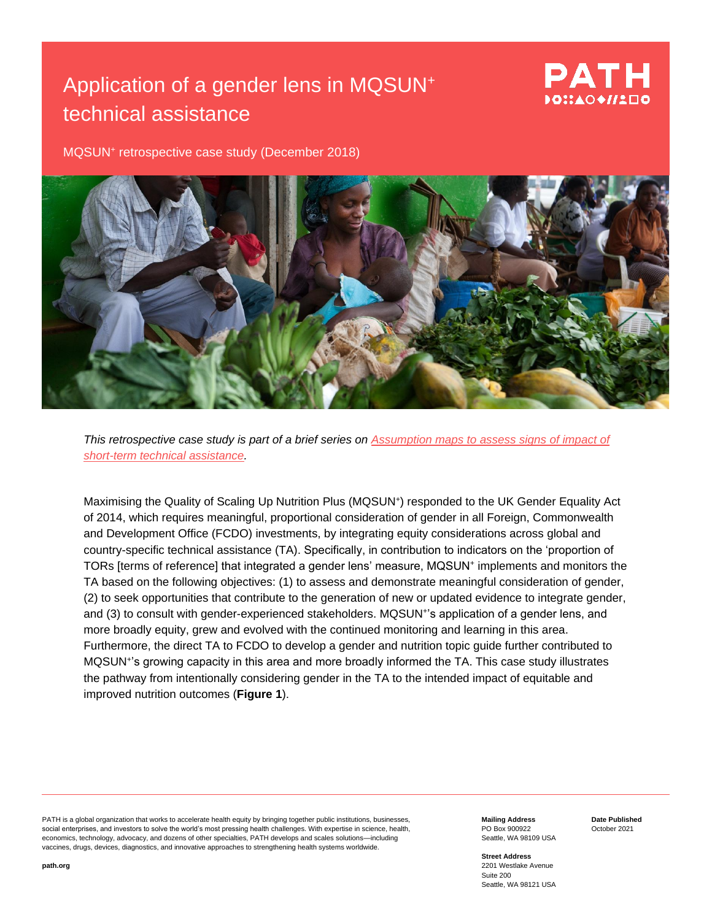# Application of a gender lens in MQSUN⁺ technical assistance

MQSUN⁺ retrospective case study (December 2018)

*This retrospective case study is part of a brief series on [Assumption maps to assess signs of impact of short-term technical assistance](#).*

Maximising the Quality of Scaling Up Nutrition Plus (MQSUN⁺) responded to the UK Gender Equality Act of 2014, which requires meaningful, proportional consideration of gender in all Foreign, Commonwealth and Development Office (FCDO) investments, by integrating equity considerations across global and country-specific technical assistance (TA). Specifically, in contribution to indicators on the 'proportion of TORs [terms of reference] that integrated a gender lens' measure, MQSUN⁺ implements and monitors the TA based on the following objectives: (1) to assess and demonstrate meaningful consideration of gender, (2) to seek opportunities that contribute to the generation of new or updated evidence to integrate gender, and (3) to consult with gender-experienced stakeholders. MQSUN⁺'s application of a gender lens, and more broadly equity, grew and evolved with the continued monitoring and learning in this area. Furthermore, the direct TA to FCDO to develop a gender and nutrition topic guide further contributed to MQSUN⁺'s growing capacity in this area and more broadly informed the TA. This case study illustrates the pathway from intentionally considering gender in the TA to the intended impact of equitable and improved nutrition outcomes (**Figure 1**).

PATH is a global organization that works to accelerate health equity by bringing together public institutions, businesses, social enterprises, and investors to solve the world's most pressing health challenges. With expertise in science, health, economics, technology, advocacy, and dozens of other specialties, PATH develops and scales solutions—including vaccines, drugs, devices, diagnostics, and innovative approaches to strengthening health systems worldwide.

path.org

**Mailing Address**
PO Box 900922
Seattle, WA 98109 USA

**Street Address**
2201 Westlake Avenue
Suite 200
Seattle, WA 98121 USA

**Date Published**
October 2021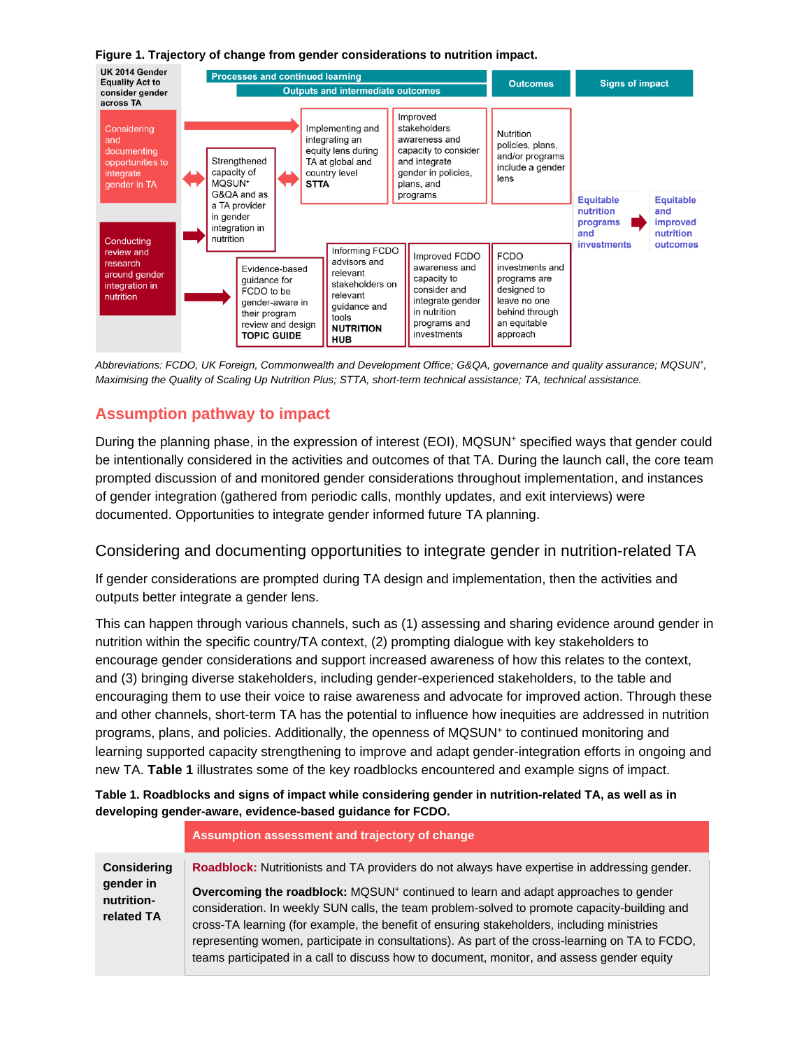**Figure 1. Trajectory of change from gender considerations to nutrition impact.**

| UK 2014 Gender Equality Act to consider gender across TA | Processes and continued learning / Outputs and intermediate outcomes | | | Outcomes | Signs of impact |
|---|---|---|---|---|---|
| Considering and documenting opportunities to integrate gender in TA | Strengthened capacity of MQSUN+ G&QA and as a TA provider in gender integration in nutrition | Implementing and integrating an equity lens during TA at global and country level **STTA** | Improved stakeholders awareness and capacity to consider and integrate gender in policies, plans, and programs | Nutrition policies, plans, and/or programs include a gender lens | Equitable nutrition programs and investments → Equitable and improved nutrition outcomes |
| Conducting review and research around gender integration in nutrition | Evidence-based guidance for FCDO to be gender-aware in their program review and design **TOPIC GUIDE** | Informing FCDO advisors and relevant stakeholders on relevant guidance and tools **NUTRITION HUB** | Improved FCDO awareness and capacity to consider and integrate gender in nutrition programs and investments | FCDO investments and programs are designed to leave no one behind through an equitable approach | |

*Abbreviations: FCDO, UK Foreign, Commonwealth and Development Office; G&QA, governance and quality assurance; MQSUN+, Maximising the Quality of Scaling Up Nutrition Plus; STTA, short-term technical assistance; TA, technical assistance.*

## Assumption pathway to impact

During the planning phase, in the expression of interest (EOI), MQSUN+ specified ways that gender could be intentionally considered in the activities and outcomes of that TA. During the launch call, the core team prompted discussion of and monitored gender considerations throughout implementation, and instances of gender integration (gathered from periodic calls, monthly updates, and exit interviews) were documented. Opportunities to integrate gender informed future TA planning.

### Considering and documenting opportunities to integrate gender in nutrition-related TA

If gender considerations are prompted during TA design and implementation, then the activities and outputs better integrate a gender lens.

This can happen through various channels, such as (1) assessing and sharing evidence around gender in nutrition within the specific country/TA context, (2) prompting dialogue with key stakeholders to encourage gender considerations and support increased awareness of how this relates to the context, and (3) bringing diverse stakeholders, including gender-experienced stakeholders, to the table and encouraging them to use their voice to raise awareness and advocate for improved action. Through these and other channels, short-term TA has the potential to influence how inequities are addressed in nutrition programs, plans, and policies. Additionally, the openness of MQSUN+ to continued monitoring and learning supported capacity strengthening to improve and adapt gender-integration efforts in ongoing and new TA. **Table 1** illustrates some of the key roadblocks encountered and example signs of impact.

**Table 1. Roadblocks and signs of impact while considering gender in nutrition-related TA, as well as in developing gender-aware, evidence-based guidance for FCDO.**

| | Assumption assessment and trajectory of change |
|---|---|
| **Considering gender in nutrition-related TA** | **Roadblock:** Nutritionists and TA providers do not always have expertise in addressing gender.<br><br>**Overcoming the roadblock:** MQSUN+ continued to learn and adapt approaches to gender consideration. In weekly SUN calls, the team problem-solved to promote capacity-building and cross-TA learning (for example, the benefit of ensuring stakeholders, including ministries representing women, participate in consultations). As part of the cross-learning on TA to FCDO, teams participated in a call to discuss how to document, monitor, and assess gender equity |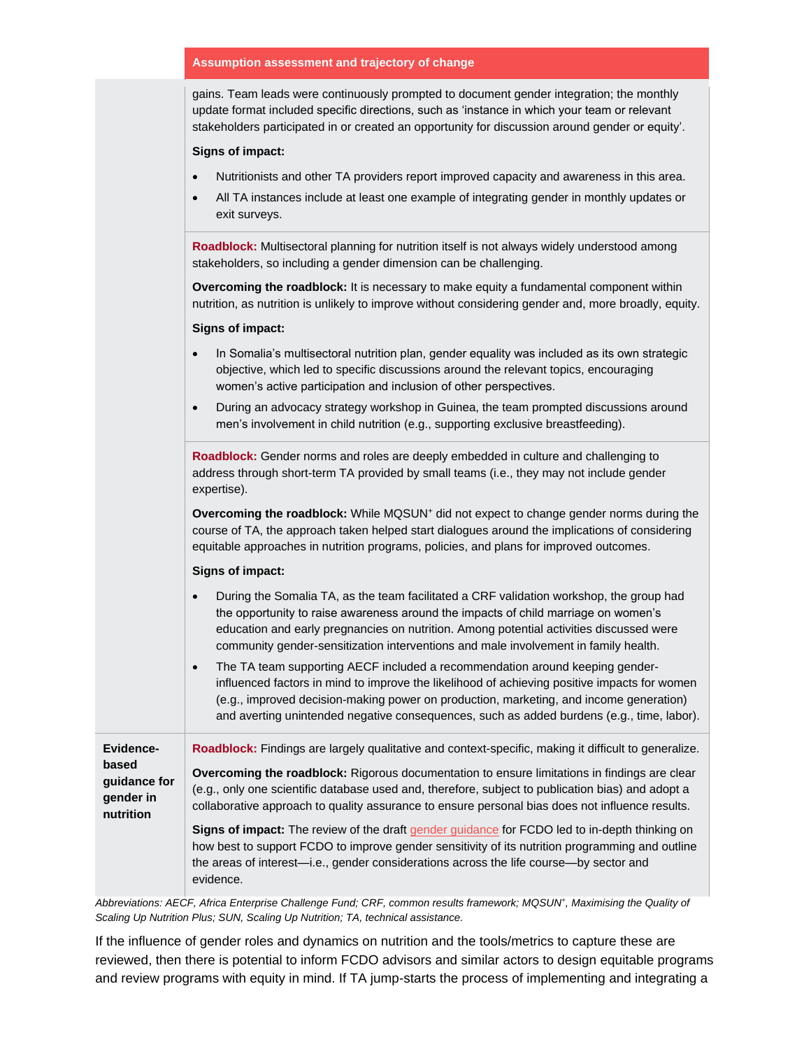| | Assumption assessment and trajectory of change |
|---|---|
| | gains. Team leads were continuously prompted to document gender integration; the monthly update format included specific directions, such as 'instance in which your team or relevant stakeholders participated in or created an opportunity for discussion around gender or equity'.<br><br>**Signs of impact:**<br>• Nutritionists and other TA providers report improved capacity and awareness in this area.<br>• All TA instances include at least one example of integrating gender in monthly updates or exit surveys. |
| | **Roadblock:** Multisectoral planning for nutrition itself is not always widely understood among stakeholders, so including a gender dimension can be challenging.<br><br>**Overcoming the roadblock:** It is necessary to make equity a fundamental component within nutrition, as nutrition is unlikely to improve without considering gender and, more broadly, equity.<br><br>**Signs of impact:**<br>• In Somalia's multisectoral nutrition plan, gender equality was included as its own strategic objective, which led to specific discussions around the relevant topics, encouraging women's active participation and inclusion of other perspectives.<br>• During an advocacy strategy workshop in Guinea, the team prompted discussions around men's involvement in child nutrition (e.g., supporting exclusive breastfeeding). |
| | **Roadblock:** Gender norms and roles are deeply embedded in culture and challenging to address through short-term TA provided by small teams (i.e., they may not include gender expertise).<br><br>**Overcoming the roadblock:** While MQSUN⁺ did not expect to change gender norms during the course of TA, the approach taken helped start dialogues around the implications of considering equitable approaches in nutrition programs, policies, and plans for improved outcomes.<br><br>**Signs of impact:**<br>• During the Somalia TA, as the team facilitated a CRF validation workshop, the group had the opportunity to raise awareness around the impacts of child marriage on women's education and early pregnancies on nutrition. Among potential activities discussed were community gender-sensitization interventions and male involvement in family health.<br>• The TA team supporting AECF included a recommendation around keeping gender-influenced factors in mind to improve the likelihood of achieving positive impacts for women (e.g., improved decision-making power on production, marketing, and income generation) and averting unintended negative consequences, such as added burdens (e.g., time, labor). |
| **Evidence-based guidance for gender in nutrition** | **Roadblock:** Findings are largely qualitative and context-specific, making it difficult to generalize.<br><br>**Overcoming the roadblock:** Rigorous documentation to ensure limitations in findings are clear (e.g., only one scientific database used and, therefore, subject to publication bias) and adopt a collaborative approach to quality assurance to ensure personal bias does not influence results.<br><br>**Signs of impact:** The review of the draft gender guidance for FCDO led to in-depth thinking on how best to support FCDO to improve gender sensitivity of its nutrition programming and outline the areas of interest—i.e., gender considerations across the life course—by sector and evidence. |

*Abbreviations: AECF, Africa Enterprise Challenge Fund; CRF, common results framework; MQSUN⁺, Maximising the Quality of Scaling Up Nutrition Plus; SUN, Scaling Up Nutrition; TA, technical assistance.*

If the influence of gender roles and dynamics on nutrition and the tools/metrics to capture these are reviewed, then there is potential to inform FCDO advisors and similar actors to design equitable programs and review programs with equity in mind. If TA jump-starts the process of implementing and integrating a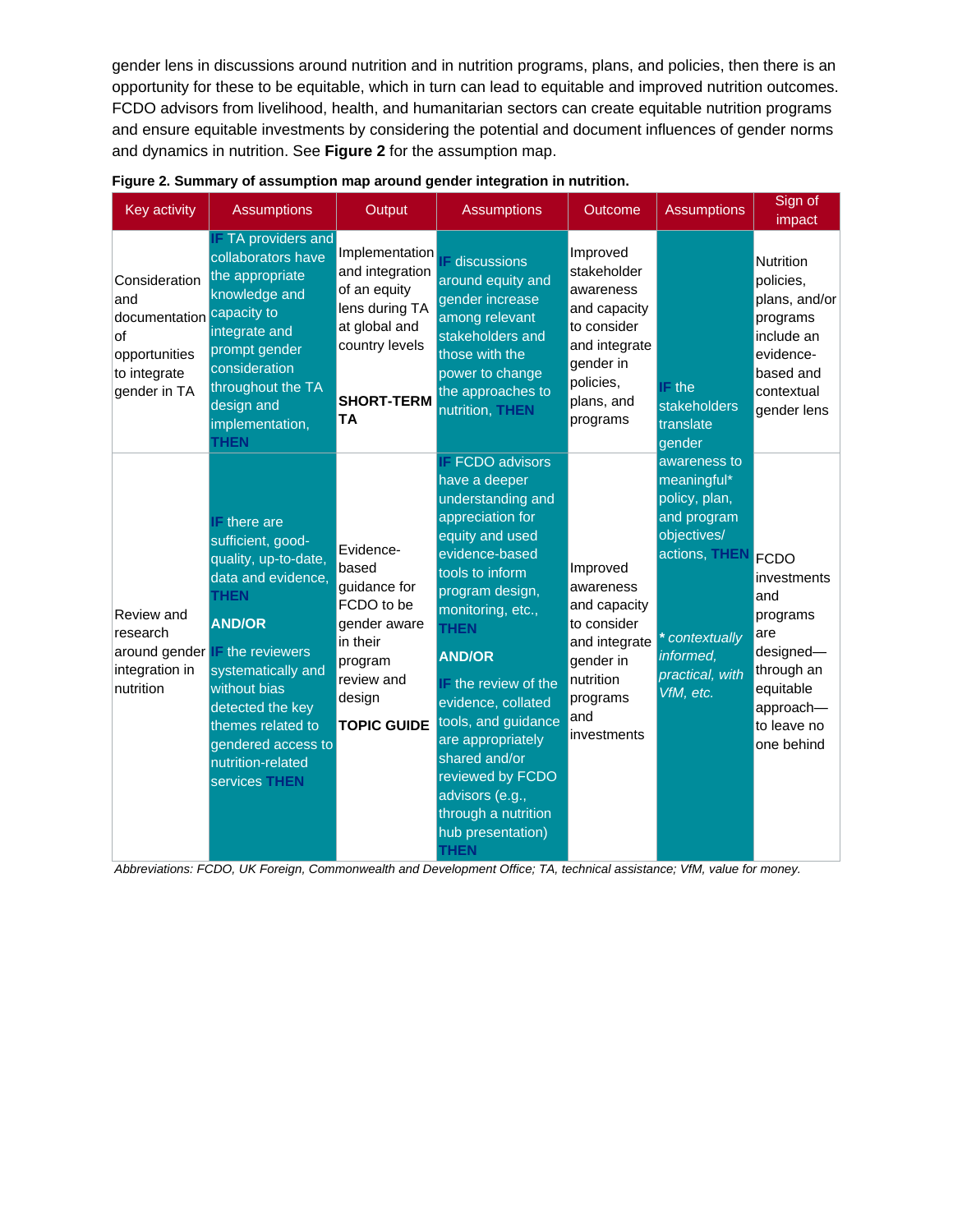gender lens in discussions around nutrition and in nutrition programs, plans, and policies, then there is an opportunity for these to be equitable, which in turn can lead to equitable and improved nutrition outcomes. FCDO advisors from livelihood, health, and humanitarian sectors can create equitable nutrition programs and ensure equitable investments by considering the potential and document influences of gender norms and dynamics in nutrition. See **Figure 2** for the assumption map.

**Figure 2. Summary of assumption map around gender integration in nutrition.**

| Key activity | Assumptions | Output | Assumptions | Outcome | Assumptions | Sign of impact |
|---|---|---|---|---|---|---|
| Consideration and documentation of opportunities to integrate gender in TA | IF TA providers and collaborators have the appropriate knowledge and capacity to integrate and prompt gender consideration throughout the TA design and implementation, THEN | Implementation and integration of an equity lens during TA at global and country levels<br><br>**SHORT-TERM TA** | IF discussions around equity and gender increase among relevant stakeholders and those with the power to change the approaches to nutrition, THEN | Improved stakeholder awareness and capacity to consider and integrate gender in policies, plans, and programs | IF the stakeholders translate gender awareness to meaningful* policy, plan, and program objectives/ actions, THEN<br><br>*\* contextually informed, practical, with VfM, etc.* | Nutrition policies, plans, and/or programs include an evidence-based and contextual gender lens |
| Review and research around gender integration in nutrition | IF there are sufficient, good-quality, up-to-date, data and evidence, THEN<br><br>**AND/OR**<br><br>IF the reviewers systematically and without bias detected the key themes related to gendered access to nutrition-related services THEN | Evidence-based guidance for FCDO to be gender aware in their program review and design<br><br>**TOPIC GUIDE** | IF FCDO advisors have a deeper understanding and appreciation for equity and used evidence-based tools to inform program design, monitoring, etc., THEN<br><br>**AND/OR**<br><br>IF the review of the evidence, collated tools, and guidance are appropriately shared and/or reviewed by FCDO advisors (e.g., through a nutrition hub presentation) THEN | Improved awareness and capacity to consider and integrate gender in nutrition programs and investments | | FCDO investments and programs are designed—through an equitable approach—to leave no one behind |

*Abbreviations: FCDO, UK Foreign, Commonwealth and Development Office; TA, technical assistance; VfM, value for money.*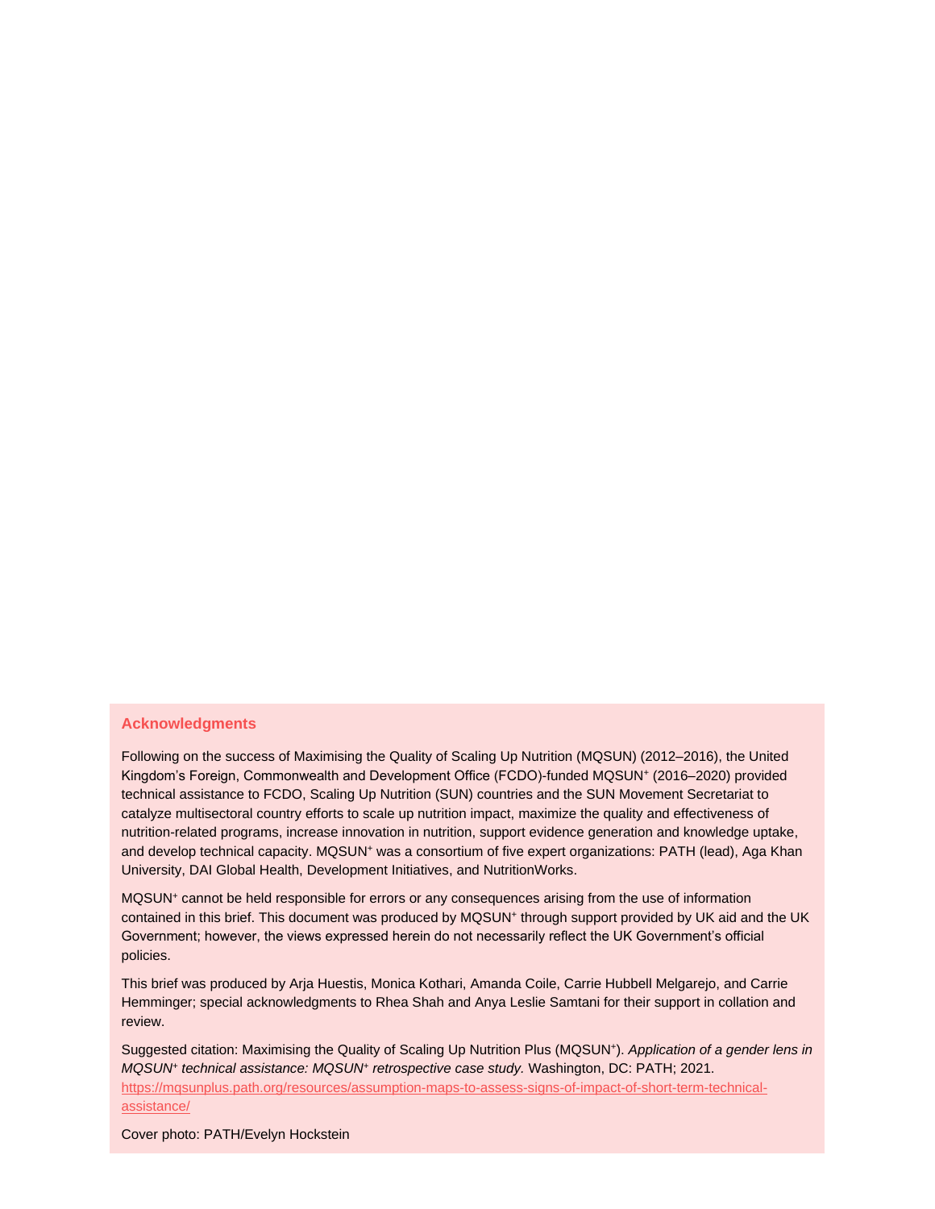## Acknowledgments

Following on the success of Maximising the Quality of Scaling Up Nutrition (MQSUN) (2012–2016), the United Kingdom's Foreign, Commonwealth and Development Office (FCDO)-funded MQSUN⁺ (2016–2020) provided technical assistance to FCDO, Scaling Up Nutrition (SUN) countries and the SUN Movement Secretariat to catalyze multisectoral country efforts to scale up nutrition impact, maximize the quality and effectiveness of nutrition-related programs, increase innovation in nutrition, support evidence generation and knowledge uptake, and develop technical capacity. MQSUN⁺ was a consortium of five expert organizations: PATH (lead), Aga Khan University, DAI Global Health, Development Initiatives, and NutritionWorks.

MQSUN⁺ cannot be held responsible for errors or any consequences arising from the use of information contained in this brief. This document was produced by MQSUN⁺ through support provided by UK aid and the UK Government; however, the views expressed herein do not necessarily reflect the UK Government's official policies.

This brief was produced by Arja Huestis, Monica Kothari, Amanda Coile, Carrie Hubbell Melgarejo, and Carrie Hemminger; special acknowledgments to Rhea Shah and Anya Leslie Samtani for their support in collation and review.

Suggested citation: Maximising the Quality of Scaling Up Nutrition Plus (MQSUN⁺). *Application of a gender lens in MQSUN⁺ technical assistance: MQSUN⁺ retrospective case study.* Washington, DC: PATH; 2021. https://mqsunplus.path.org/resources/assumption-maps-to-assess-signs-of-impact-of-short-term-technical-assistance/

Cover photo: PATH/Evelyn Hockstein